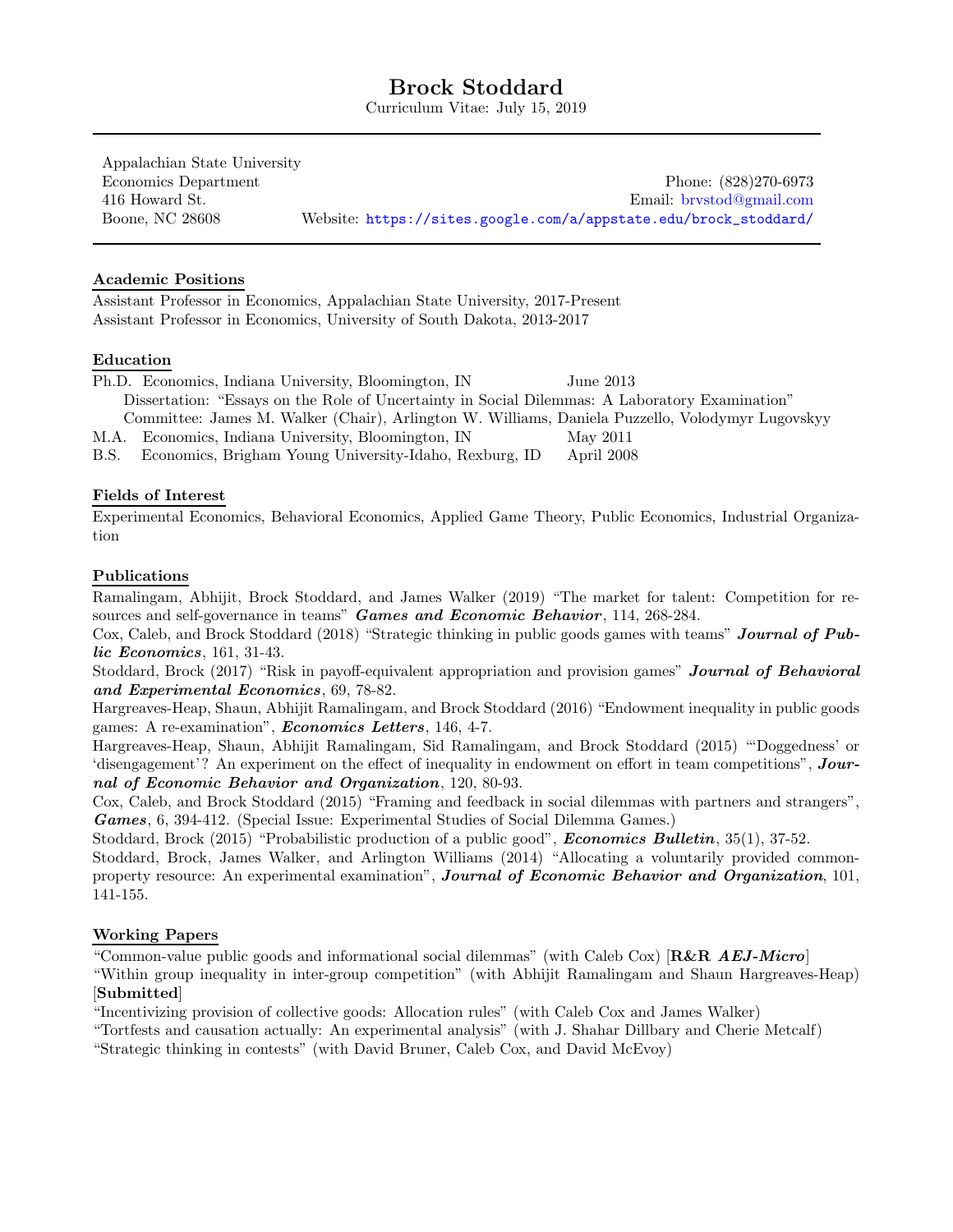# Brock Stoddard

Curriculum Vitae: July 15, 2019

---

Appalachian State University
Economics Department
416 Howard St.
Boone, NC 28608

Phone: (828)270-6973
Email: brvstod@gmail.com
Website: https://sites.google.com/a/appstate.edu/brock_stoddard/

---

## Academic Positions

Assistant Professor in Economics, Appalachian State University, 2017-Present
Assistant Professor in Economics, University of South Dakota, 2013-2017

## Education

Ph.D. Economics, Indiana University, Bloomington, IN — June 2013
Dissertation: "Essays on the Role of Uncertainty in Social Dilemmas: A Laboratory Examination"
Committee: James M. Walker (Chair), Arlington W. Williams, Daniela Puzzello, Volodymyr Lugovskyy

M.A. Economics, Indiana University, Bloomington, IN — May 2011

B.S. Economics, Brigham Young University-Idaho, Rexburg, ID — April 2008

## Fields of Interest

Experimental Economics, Behavioral Economics, Applied Game Theory, Public Economics, Industrial Organization

## Publications

Ramalingam, Abhijit, Brock Stoddard, and James Walker (2019) "The market for talent: Competition for resources and self-governance in teams" ***Games and Economic Behavior***, 114, 268-284.

Cox, Caleb, and Brock Stoddard (2018) "Strategic thinking in public goods games with teams" ***Journal of Public Economics***, 161, 31-43.

Stoddard, Brock (2017) "Risk in payoff-equivalent appropriation and provision games" ***Journal of Behavioral and Experimental Economics***, 69, 78-82.

Hargreaves-Heap, Shaun, Abhijit Ramalingam, and Brock Stoddard (2016) "Endowment inequality in public goods games: A re-examination", ***Economics Letters***, 146, 4-7.

Hargreaves-Heap, Shaun, Abhijit Ramalingam, Sid Ramalingam, and Brock Stoddard (2015) "'Doggedness' or 'disengagement'? An experiment on the effect of inequality in endowment on effort in team competitions", ***Journal of Economic Behavior and Organization***, 120, 80-93.

Cox, Caleb, and Brock Stoddard (2015) "Framing and feedback in social dilemmas with partners and strangers", ***Games***, 6, 394-412. (Special Issue: Experimental Studies of Social Dilemma Games.)

Stoddard, Brock (2015) "Probabilistic production of a public good", ***Economics Bulletin***, 35(1), 37-52.

Stoddard, Brock, James Walker, and Arlington Williams (2014) "Allocating a voluntarily provided common-property resource: An experimental examination", ***Journal of Economic Behavior and Organization***, 101, 141-155.

## Working Papers

"Common-value public goods and informational social dilemmas" (with Caleb Cox) [**R&R *AEJ-Micro***]

"Within group inequality in inter-group competition" (with Abhijit Ramalingam and Shaun Hargreaves-Heap) [**Submitted**]

"Incentivizing provision of collective goods: Allocation rules" (with Caleb Cox and James Walker)

"Tortfests and causation actually: An experimental analysis" (with J. Shahar Dillbary and Cherie Metcalf)

"Strategic thinking in contests" (with David Bruner, Caleb Cox, and David McEvoy)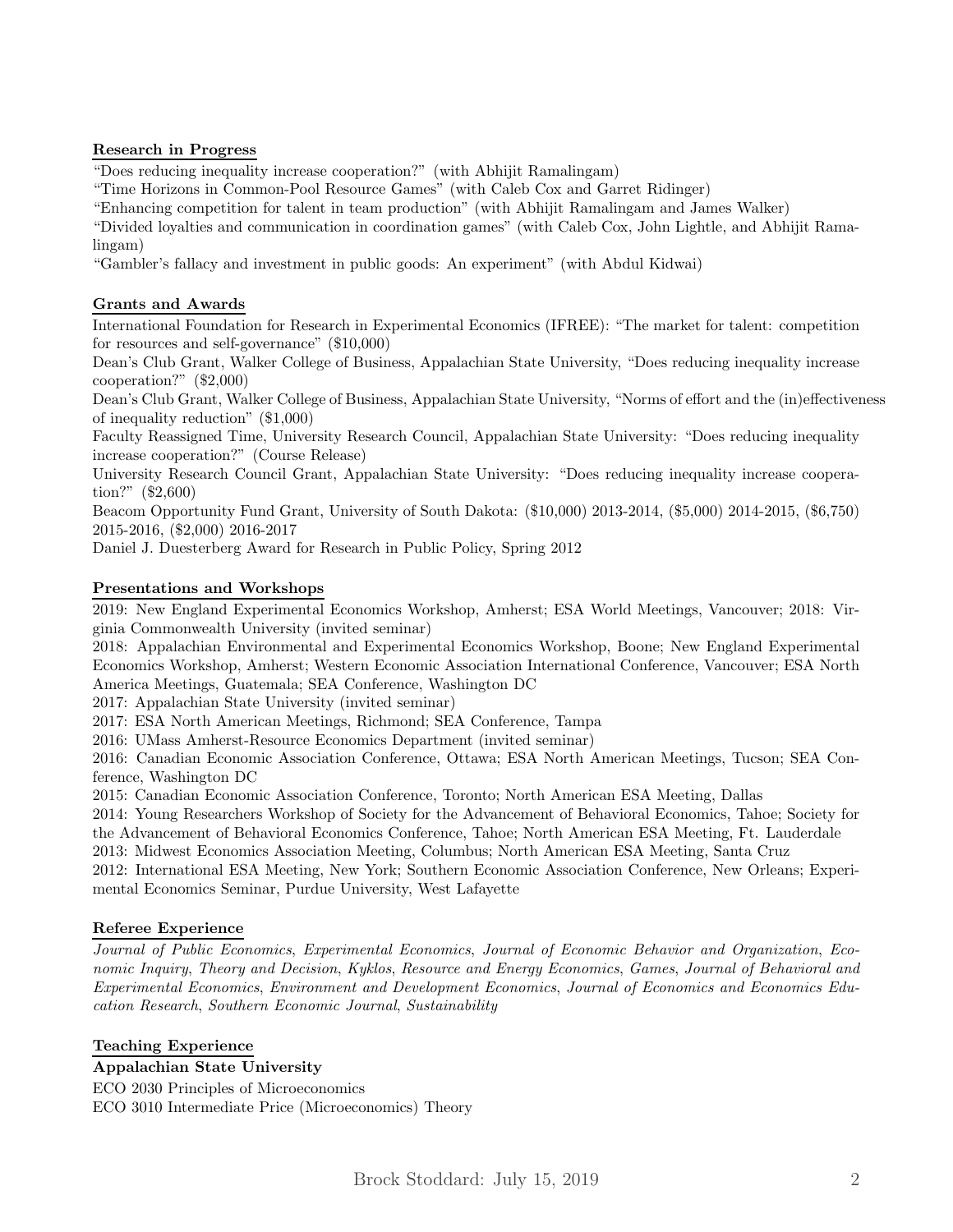## Research in Progress

"Does reducing inequality increase cooperation?" (with Abhijit Ramalingam)

"Time Horizons in Common-Pool Resource Games" (with Caleb Cox and Garret Ridinger)

"Enhancing competition for talent in team production" (with Abhijit Ramalingam and James Walker)

"Divided loyalties and communication in coordination games" (with Caleb Cox, John Lightle, and Abhijit Ramalingam)

"Gambler's fallacy and investment in public goods: An experiment" (with Abdul Kidwai)

## Grants and Awards

International Foundation for Research in Experimental Economics (IFREE): "The market for talent: competition for resources and self-governance" ($10,000)

Dean's Club Grant, Walker College of Business, Appalachian State University, "Does reducing inequality increase cooperation?" ($2,000)

Dean's Club Grant, Walker College of Business, Appalachian State University, "Norms of effort and the (in)effectiveness of inequality reduction" ($1,000)

Faculty Reassigned Time, University Research Council, Appalachian State University: "Does reducing inequality increase cooperation?" (Course Release)

University Research Council Grant, Appalachian State University: "Does reducing inequality increase cooperation?" ($2,600)

Beacom Opportunity Fund Grant, University of South Dakota: ($10,000) 2013-2014, ($5,000) 2014-2015, ($6,750) 2015-2016, ($2,000) 2016-2017

Daniel J. Duesterberg Award for Research in Public Policy, Spring 2012

## Presentations and Workshops

2019: New England Experimental Economics Workshop, Amherst; ESA World Meetings, Vancouver; 2018: Virginia Commonwealth University (invited seminar)

2018: Appalachian Environmental and Experimental Economics Workshop, Boone; New England Experimental Economics Workshop, Amherst; Western Economic Association International Conference, Vancouver; ESA North America Meetings, Guatemala; SEA Conference, Washington DC

2017: Appalachian State University (invited seminar)

2017: ESA North American Meetings, Richmond; SEA Conference, Tampa

2016: UMass Amherst-Resource Economics Department (invited seminar)

2016: Canadian Economic Association Conference, Ottawa; ESA North American Meetings, Tucson; SEA Conference, Washington DC

2015: Canadian Economic Association Conference, Toronto; North American ESA Meeting, Dallas

2014: Young Researchers Workshop of Society for the Advancement of Behavioral Economics, Tahoe; Society for the Advancement of Behavioral Economics Conference, Tahoe; North American ESA Meeting, Ft. Lauderdale

2013: Midwest Economics Association Meeting, Columbus; North American ESA Meeting, Santa Cruz

2012: International ESA Meeting, New York; Southern Economic Association Conference, New Orleans; Experimental Economics Seminar, Purdue University, West Lafayette

## Referee Experience

*Journal of Public Economics*, *Experimental Economics*, *Journal of Economic Behavior and Organization*, *Economic Inquiry*, *Theory and Decision*, *Kyklos*, *Resource and Energy Economics*, *Games*, *Journal of Behavioral and Experimental Economics*, *Environment and Development Economics*, *Journal of Economics and Economics Education Research*, *Southern Economic Journal*, *Sustainability*

## Teaching Experience

**Appalachian State University**

ECO 2030 Principles of Microeconomics

ECO 3010 Intermediate Price (Microeconomics) Theory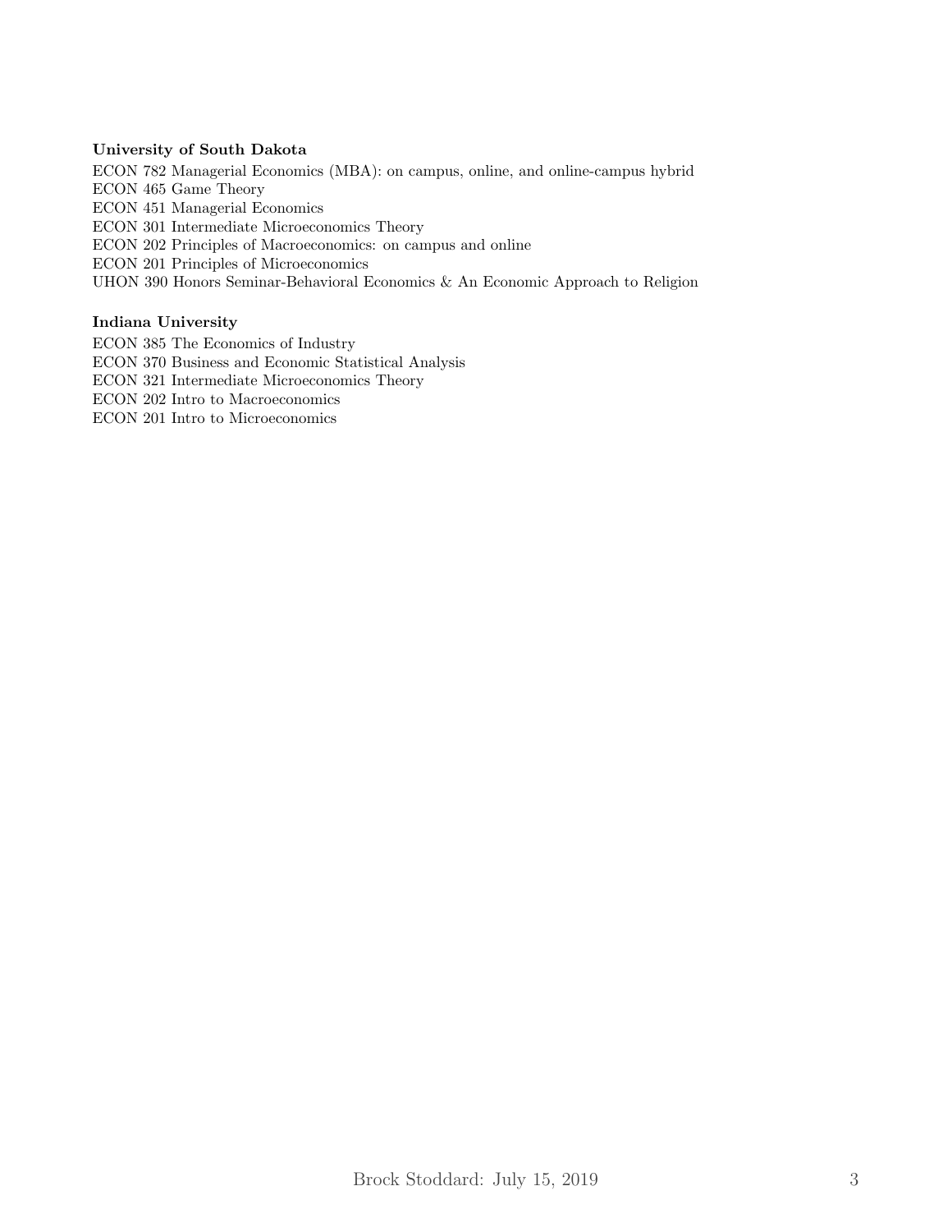**University of South Dakota**

ECON 782 Managerial Economics (MBA): on campus, online, and online-campus hybrid
ECON 465 Game Theory
ECON 451 Managerial Economics
ECON 301 Intermediate Microeconomics Theory
ECON 202 Principles of Macroeconomics: on campus and online
ECON 201 Principles of Microeconomics
UHON 390 Honors Seminar-Behavioral Economics & An Economic Approach to Religion

**Indiana University**

ECON 385 The Economics of Industry
ECON 370 Business and Economic Statistical Analysis
ECON 321 Intermediate Microeconomics Theory
ECON 202 Intro to Macroeconomics
ECON 201 Intro to Microeconomics